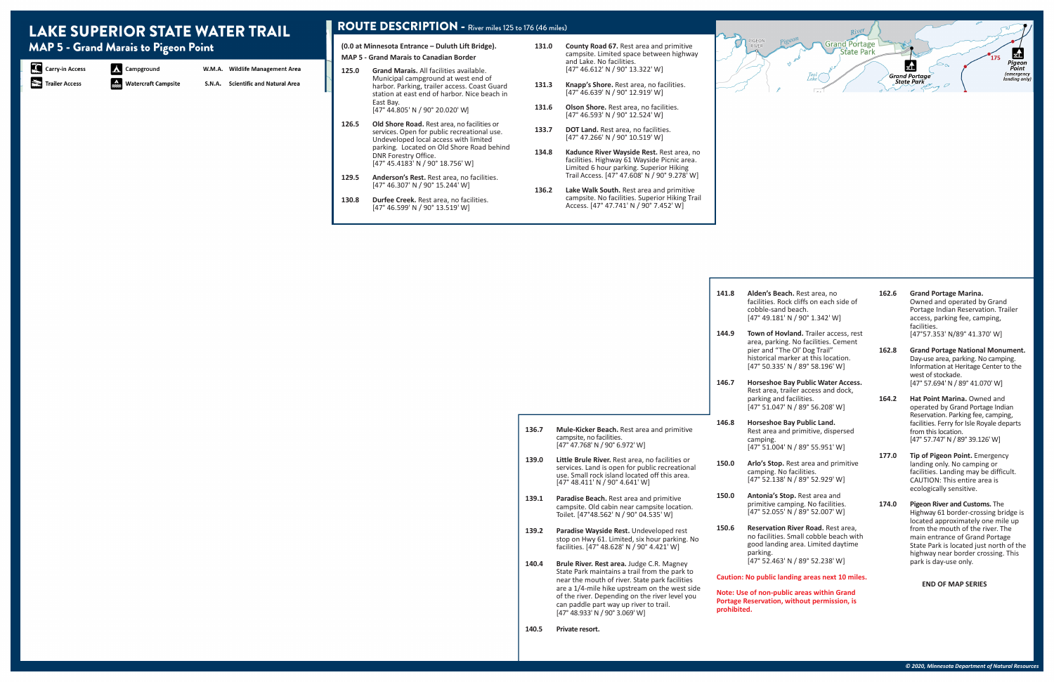# LAKE SUPERIOR STATE WATER TRAIL

## MAP 5 - Grand Marais to Pigeon Point

Carry-in Access | Campground | W.M.A. Wildlife Management Area

Trailer Access | Watercraft Campsite | S.N.A. Scientific and Natural Area

## ROUTE DESCRIPTION - River miles 125 to 176 (46 miles)

**(0.0 at Minnesota Entrance – Duluth Lift Bridge).**

**MAP 5 - Grand Marais to Canadian Border**

**125.0** **Grand Marais.** All facilities available. Municipal campground at west end of harbor. Parking, trailer access. Coast Guard station at east end of harbor. Nice beach in East Bay. [47° 44.805' N / 90° 20.020' W]

**126.5** **Old Shore Road.** Rest area, no facilities or services. Open for public recreational use. Undeveloped local access with limited parking. Located on Old Shore Road behind DNR Forestry Office. [47° 45.4183' N / 90° 18.756' W]

**129.5** **Anderson's Rest.** Rest area, no facilities. [47° 46.307' N / 90° 15.244' W]

**130.8** **Durfee Creek.** Rest area, no facilities. [47° 46.599' N / 90° 13.519' W]

**131.0** **County Road 67.** Rest area and primitive campsite. Limited space between highway and Lake. No facilities. [47° 46.612' N / 90° 13.322' W]

**131.3** **Knapp's Shore.** Rest area, no facilities. [47° 46.639' N / 90° 12.919' W]

**131.6** **Olson Shore.** Rest area, no facilities. [47° 46.593' N / 90° 12.524' W]

**133.7** **DOT Land.** Rest area, no facilities. [47° 47.266' N / 90° 10.519' W]

**134.8** **Kadunce River Wayside Rest.** Rest area, no facilities. Highway 61 Wayside Picnic area. Limited 6 hour parking. Superior Hiking Trail Access. [47° 47.608' N / 90° 9.278' W]

**136.2** **Lake Walk South.** Rest area and primitive campsite. No facilities. Superior Hiking Trail Access. [47° 47.741' N / 90° 7.452' W]

**136.7** **Mule-Kicker Beach.** Rest area and primitive campsite, no facilities. [47° 47.768' N / 90° 6.972' W]

**139.0** **Little Brule River.** Rest area, no facilities or services. Land is open for public recreational use. Small rock island located off this area. [47° 48.411' N / 90° 4.641' W]

**139.1** **Paradise Beach.** Rest area and primitive campsite. Old cabin near campsite location. Toilet. [47°48.562' N / 90° 04.535' W]

**139.2** **Paradise Wayside Rest.** Undeveloped rest stop on Hwy 61. Limited, six hour parking. No facilities. [47° 48.628' N / 90° 4.421' W]

**140.4** **Brule River. Rest area.** Judge C.R. Magney State Park maintains a trail from the park to near the mouth of river. State park facilities are a 1/4-mile hike upstream on the west side of the river. Depending on the river level you can paddle part way up river to trail. [47° 48.933' N / 90° 3.069' W]

**140.5** **Private resort.**

**141.8** **Alden's Beach.** Rest area, no facilities. Rock cliffs on each side of cobble-sand beach. [47° 49.181' N / 90° 1.342' W]

**144.9** **Town of Hovland.** Trailer access, rest area, parking. No facilities. Cement pier and "The Ol' Dog Trail" historical marker at this location. [47° 50.335' N / 89° 58.196' W]

**146.7** **Horseshoe Bay Public Water Access.** Rest area, trailer access and dock, parking and facilities. [47° 51.047' N / 89° 56.208' W]

**146.8** **Horseshoe Bay Public Land.** Rest area and primitive, dispersed camping. [47° 51.004' N / 89° 55.951' W]

**150.0** **Arlo's Stop.** Rest area and primitive camping. No facilities. [47° 52.138' N / 89° 52.929' W]

**150.0** **Antonia's Stop.** Rest area and primitive camping. No facilities. [47° 52.055' N / 89° 52.007' W]

**150.6** **Reservation River Road.** Rest area, no facilities. Small cobble beach with good landing area. Limited daytime parking. [47° 52.463' N / 89° 52.238' W]

**Caution: No public landing areas next 10 miles.**

**Note: Use of non-public areas within Grand Portage Reservation, without permission, is prohibited.**

**162.6** **Grand Portage Marina.** Owned and operated by Grand Portage Indian Reservation. Trailer access, parking fee, camping, facilities. [47°57.353' N/89° 41.370' W]

**162.8** **Grand Portage National Monument.** Day-use area, parking. No camping. Information at Heritage Center to the west of stockade. [47° 57.694' N / 89° 41.070' W]

**164.2** **Hat Point Marina.** Owned and operated by Grand Portage Indian Reservation. Parking fee, camping, facilities. Ferry for Isle Royale departs from this location. [47° 57.747' N / 89° 39.126' W]

**177.0** **Tip of Pigeon Point.** Emergency landing only. No camping or facilities. Landing may be difficult. CAUTION: This entire area is ecologically sensitive.

**174.0** **Pigeon River and Customs.** The Highway 61 border-crossing bridge is located approximately one mile up from the mouth of the river. The main entrance of Grand Portage State Park is located just north of the highway near border crossing. This park is day-use only.

**END OF MAP SERIES**

© 2020, Minnesota Department of Natural Resources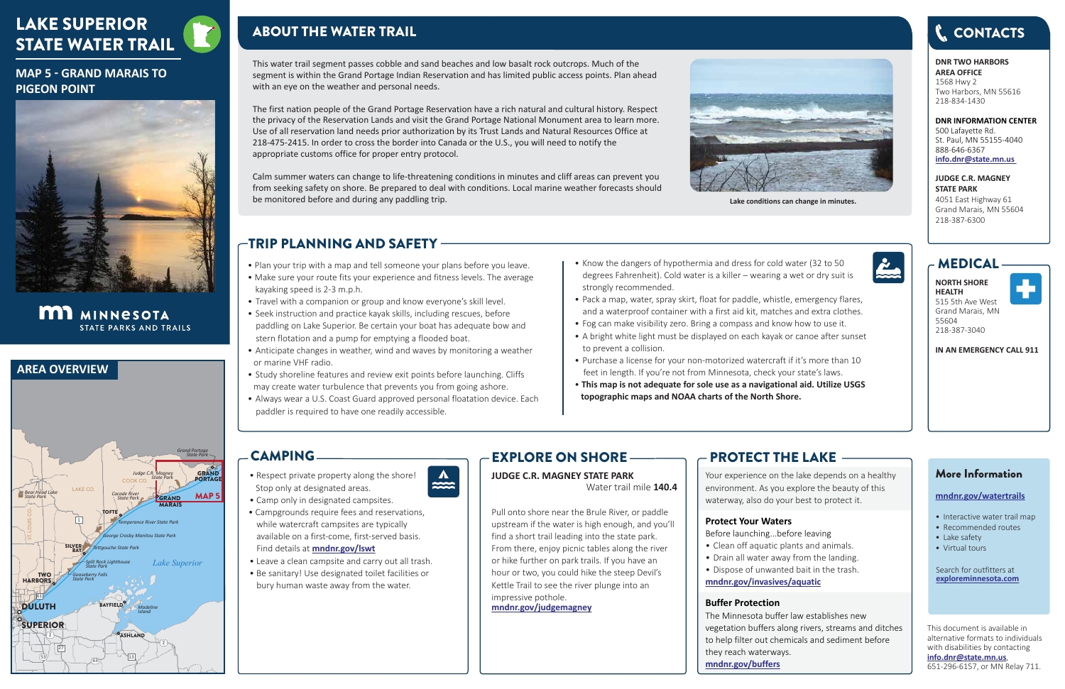# LAKE SUPERIOR STATE WATER TRAIL

## MAP 5 - GRAND MARAIS TO PIGEON POINT

MINNESOTA STATE PARKS AND TRAILS

## AREA OVERVIEW

Grand Portage State Park
Judge C.R. Magney State Park
COOK CO.
GRAND PORTAGE
LAKE CO.
Bear Head Lake State Park
Cascade River State Park
GRAND MARAIS
MAP 5
TOFTE
ST. LOUIS CO.
Temperance River State Park
George Crosby Manitou State Park
SILVER BAY
Tettegouche State Park
Split Rock Lighthouse State Park
Lake Superior
TWO HARBORS
Gooseberry Falls State Park
DULUTH
BAYFIELD
Madeline Island
SUPERIOR
ASHLAND

## ABOUT THE WATER TRAIL

This water trail segment passes cobble and sand beaches and low basalt rock outcrops. Much of the segment is within the Grand Portage Indian Reservation and has limited public access points. Plan ahead with an eye on the weather and personal needs.

The first nation people of the Grand Portage Reservation have a rich natural and cultural history. Respect the privacy of the Reservation Lands and visit the Grand Portage National Monument area to learn more. Use of all reservation land needs prior authorization by its Trust Lands and Natural Resources Office at 218-475-2415. In order to cross the border into Canada or the U.S., you will need to notify the appropriate customs office for proper entry protocol.

Calm summer waters can change to life-threatening conditions in minutes and cliff areas can prevent you from seeking safety on shore. Be prepared to deal with conditions. Local marine weather forecasts should be monitored before and during any paddling trip.

Lake conditions can change in minutes.

## TRIP PLANNING AND SAFETY

- Plan your trip with a map and tell someone your plans before you leave.
- Make sure your route fits your experience and fitness levels. The average kayaking speed is 2-3 m.p.h.
- Travel with a companion or group and know everyone's skill level.
- Seek instruction and practice kayak skills, including rescues, before paddling on Lake Superior. Be certain your boat has adequate bow and stern flotation and a pump for emptying a flooded boat.
- Anticipate changes in weather, wind and waves by monitoring a weather or marine VHF radio.
- Study shoreline features and review exit points before launching. Cliffs may create water turbulence that prevents you from going ashore.
- Always wear a U.S. Coast Guard approved personal floatation device. Each paddler is required to have one readily accessible.
- Know the dangers of hypothermia and dress for cold water (32 to 50 degrees Fahrenheit). Cold water is a killer – wearing a wet or dry suit is strongly recommended.
- Pack a map, water, spray skirt, float for paddle, whistle, emergency flares, and a waterproof container with a first aid kit, matches and extra clothes.
- Fog can make visibility zero. Bring a compass and know how to use it.
- A bright white light must be displayed on each kayak or canoe after sunset to prevent a collision.
- Purchase a license for your non-motorized watercraft if it's more than 10 feet in length. If you're not from Minnesota, check your state's laws.
- **This map is not adequate for sole use as a navigational aid. Utilize USGS topographic maps and NOAA charts of the North Shore.**

## CONTACTS

**DNR TWO HARBORS AREA OFFICE**
1568 Hwy 2
Two Harbors, MN 55616
218-834-1430

**DNR INFORMATION CENTER**
500 Lafayette Rd.
St. Paul, MN 55155-4040
888-646-6367
**info.dnr@state.mn.us**

**JUDGE C.R. MAGNEY STATE PARK**
4051 East Highway 61
Grand Marais, MN 55604
218-387-6300

## MEDICAL

**NORTH SHORE HEALTH**
515 5th Ave West
Grand Marais, MN 55604
218-387-3040

**IN AN EMERGENCY CALL 911**

## CAMPING

- Respect private property along the shore! Stop only at designated areas.
- Camp only in designated campsites.
- Campgrounds require fees and reservations, while watercraft campsites are typically available on a first-come, first-served basis. Find details at **mndnr.gov/lswt**
- Leave a clean campsite and carry out all trash.
- Be sanitary! Use designated toilet facilities or bury human waste away from the water.

## EXPLORE ON SHORE

**JUDGE C.R. MAGNEY STATE PARK**
Water trail mile **140.4**

Pull onto shore near the Brule River, or paddle upstream if the water is high enough, and you'll find a short trail leading into the state park. From there, enjoy picnic tables along the river or hike further on park trails. If you have an hour or two, you could hike the steep Devil's Kettle Trail to see the river plunge into an impressive pothole.
**mndnr.gov/judgemagney**

## PROTECT THE LAKE

Your experience on the lake depends on a healthy environment. As you explore the beauty of this waterway, also do your best to protect it.

**Protect Your Waters**

Before launching...before leaving

- Clean off aquatic plants and animals.
- Drain all water away from the landing.
- Dispose of unwanted bait in the trash.

**mndnr.gov/invasives/aquatic**

**Buffer Protection**

The Minnesota buffer law establishes new vegetation buffers along rivers, streams and ditches to help filter out chemicals and sediment before they reach waterways.
**mndnr.gov/buffers**

## More Information

**mndnr.gov/watertrails**

- Interactive water trail map
- Recommended routes
- Lake safety
- Virtual tours

Search for outfitters at **exploreminnesota.com**

This document is available in alternative formats to individuals with disabilities by contacting **info.dnr@state.mn.us**, 651-296-6157, or MN Relay 711.